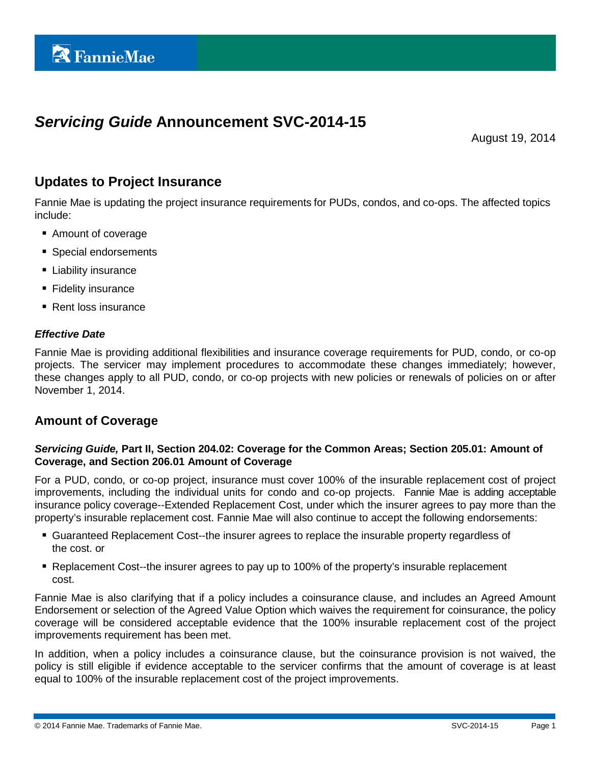FannieMae

# *Servicing Guide* Announcement SVC-2014-15

August 19, 2014

## Updates to Project Insurance

Fannie Mae is updating the project insurance requirements for PUDs, condos, and co-ops. The affected topics include:

- Amount of coverage
- Special endorsements
- Liability insurance
- Fidelity insurance
- Rent loss insurance

### *Effective Date*

Fannie Mae is providing additional flexibilities and insurance coverage requirements for PUD, condo, or co-op projects. The servicer may implement procedures to accommodate these changes immediately; however, these changes apply to all PUD, condo, or co-op projects with new policies or renewals of policies on or after November 1, 2014.

## Amount of Coverage

### *Servicing Guide,* Part II, Section 204.02: Coverage for the Common Areas; Section 205.01: Amount of Coverage, and Section 206.01 Amount of Coverage

For a PUD, condo, or co-op project, insurance must cover 100% of the insurable replacement cost of project improvements, including the individual units for condo and co-op projects. Fannie Mae is adding acceptable insurance policy coverage--Extended Replacement Cost, under which the insurer agrees to pay more than the property's insurable replacement cost. Fannie Mae will also continue to accept the following endorsements:

- Guaranteed Replacement Cost--the insurer agrees to replace the insurable property regardless of the cost. or
- Replacement Cost--the insurer agrees to pay up to 100% of the property's insurable replacement cost.

Fannie Mae is also clarifying that if a policy includes a coinsurance clause, and includes an Agreed Amount Endorsement or selection of the Agreed Value Option which waives the requirement for coinsurance, the policy coverage will be considered acceptable evidence that the 100% insurable replacement cost of the project improvements requirement has been met.

In addition, when a policy includes a coinsurance clause, but the coinsurance provision is not waived, the policy is still eligible if evidence acceptable to the servicer confirms that the amount of coverage is at least equal to 100% of the insurable replacement cost of the project improvements.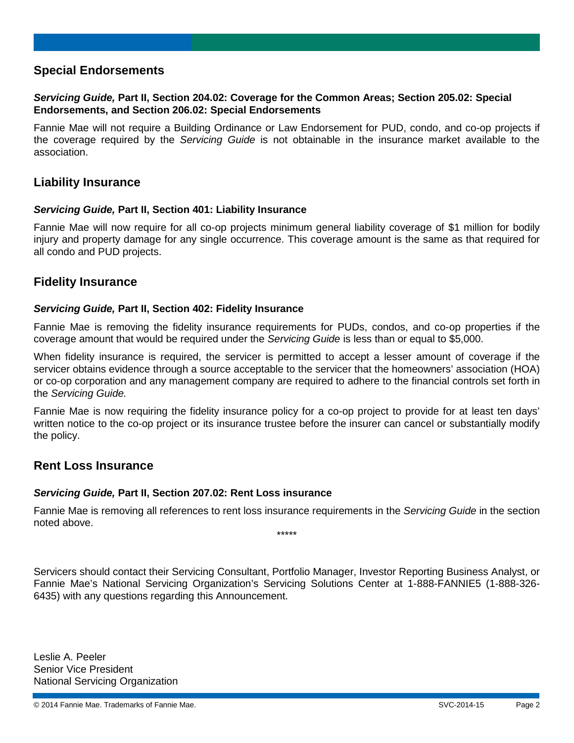## Special Endorsements

***Servicing Guide,* Part II, Section 204.02: Coverage for the Common Areas; Section 205.02: Special Endorsements, and Section 206.02: Special Endorsements**

Fannie Mae will not require a Building Ordinance or Law Endorsement for PUD, condo, and co-op projects if the coverage required by the *Servicing Guide* is not obtainable in the insurance market available to the association.

## Liability Insurance

***Servicing Guide,* Part II, Section 401: Liability Insurance**

Fannie Mae will now require for all co-op projects minimum general liability coverage of $1 million for bodily injury and property damage for any single occurrence. This coverage amount is the same as that required for all condo and PUD projects.

## Fidelity Insurance

***Servicing Guide,* Part II, Section 402: Fidelity Insurance**

Fannie Mae is removing the fidelity insurance requirements for PUDs, condos, and co-op properties if the coverage amount that would be required under the *Servicing Guide* is less than or equal to $5,000.

When fidelity insurance is required, the servicer is permitted to accept a lesser amount of coverage if the servicer obtains evidence through a source acceptable to the servicer that the homeowners' association (HOA) or co-op corporation and any management company are required to adhere to the financial controls set forth in the *Servicing Guide.*

Fannie Mae is now requiring the fidelity insurance policy for a co-op project to provide for at least ten days' written notice to the co-op project or its insurance trustee before the insurer can cancel or substantially modify the policy.

## Rent Loss Insurance

***Servicing Guide,* Part II, Section 207.02: Rent Loss insurance**

Fannie Mae is removing all references to rent loss insurance requirements in the *Servicing Guide* in the section noted above.

*****

Servicers should contact their Servicing Consultant, Portfolio Manager, Investor Reporting Business Analyst, or Fannie Mae's National Servicing Organization's Servicing Solutions Center at 1-888-FANNIE5 (1-888-326-6435) with any questions regarding this Announcement.

Leslie A. Peeler
Senior Vice President
National Servicing Organization

© 2014 Fannie Mae. Trademarks of Fannie Mae. SVC-2014-15